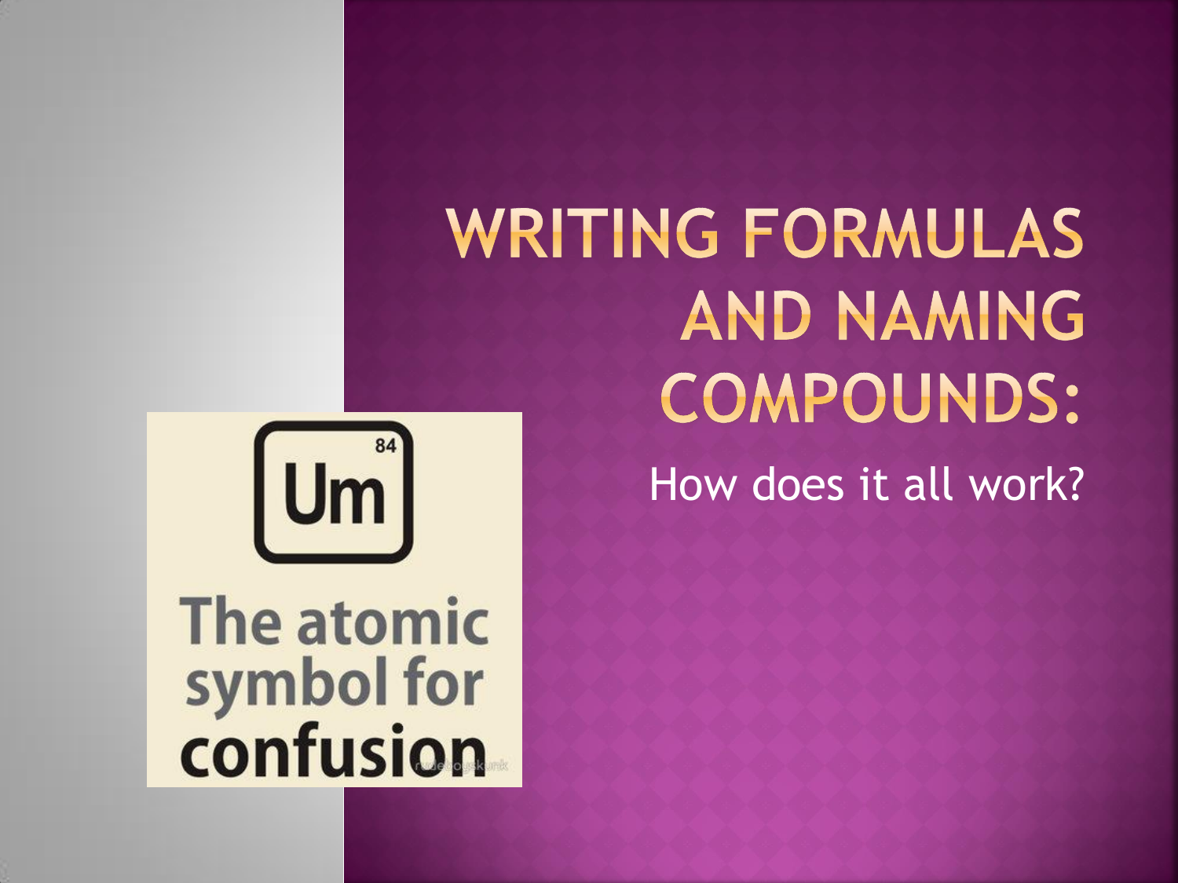# WRITING FORMULAS AND NAMING COMPOUNDS:

How does it all work?

84

Um

The atomic symbol for confusion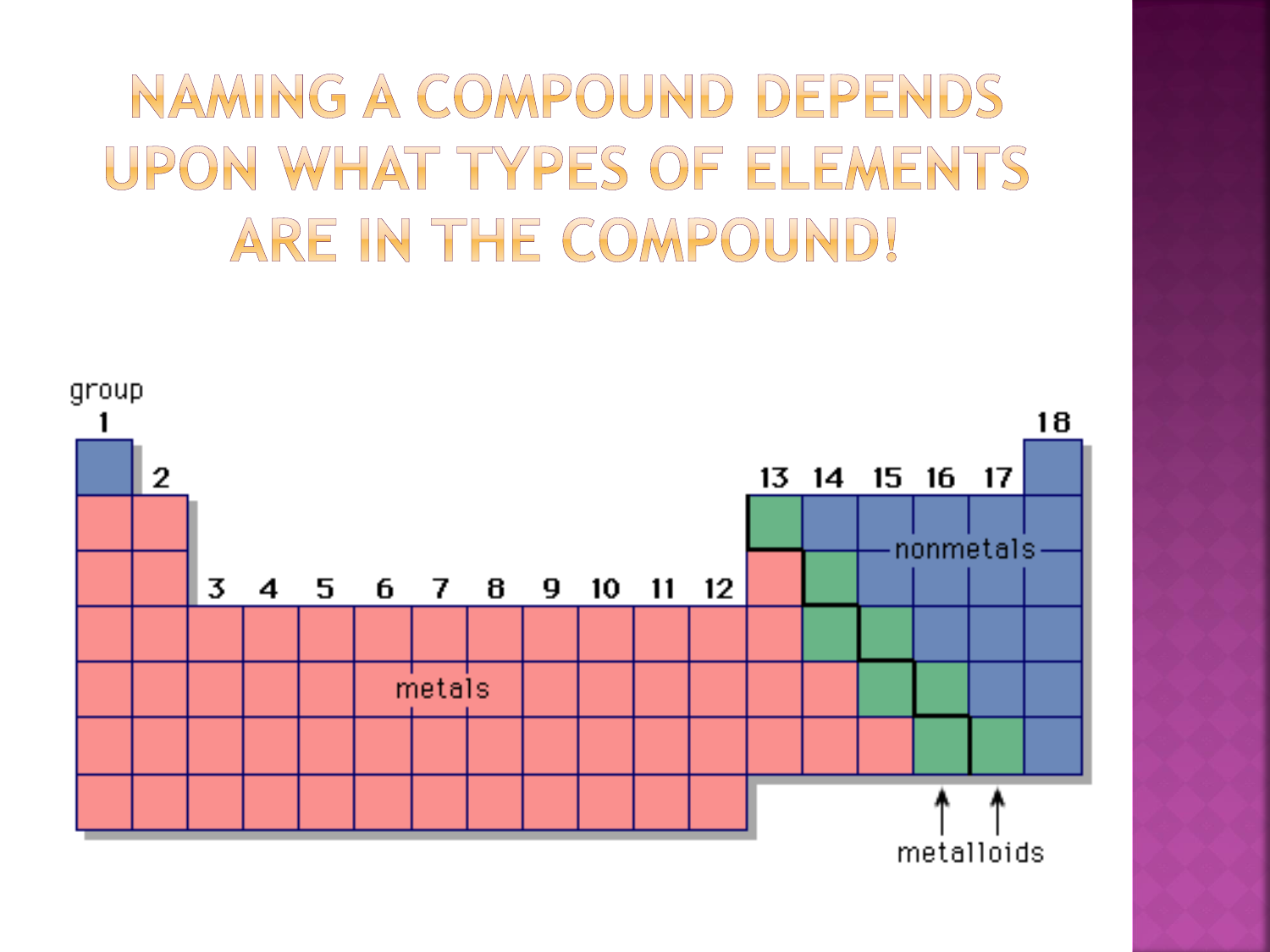# Naming a Compound Depends Upon What Types of Elements Are in the Compound!

group

1 2 3 4 5 6 7 8 9 10 11 12 13 14 15 16 17 18

metals

nonmetals

metalloids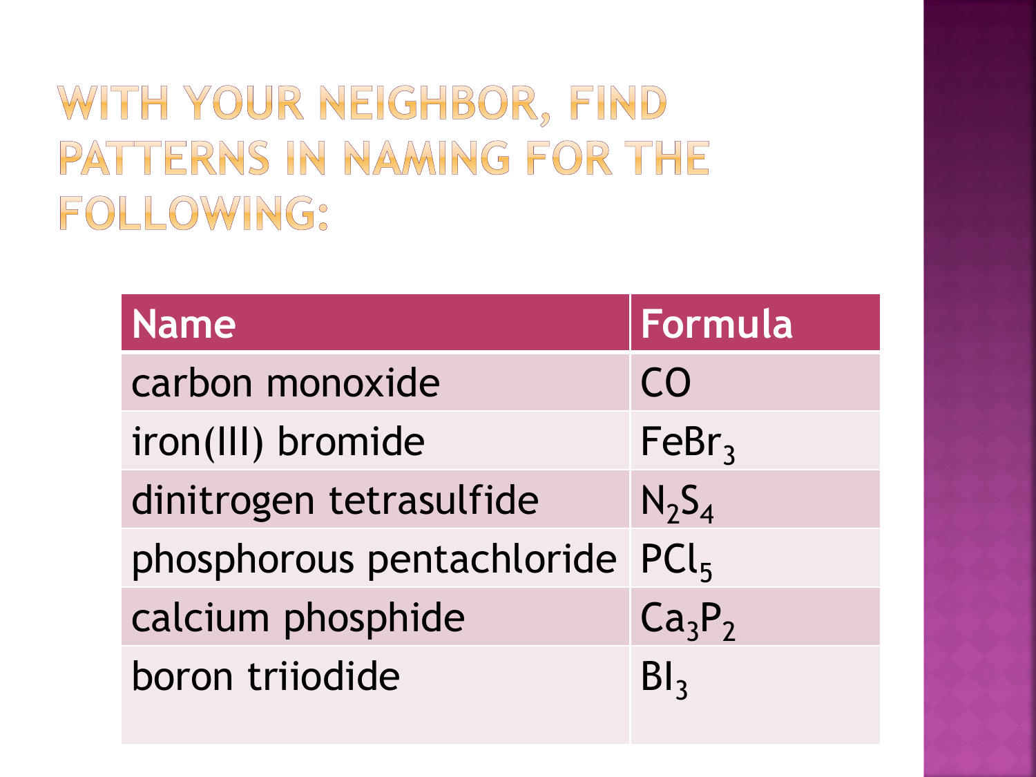# WITH YOUR NEIGHBOR, FIND PATTERNS IN NAMING FOR THE FOLLOWING:

| Name | Formula |
| --- | --- |
| carbon monoxide | $CO$ |
| iron(III) bromide | $FeBr_3$ |
| dinitrogen tetrasulfide | $N_2S_4$ |
| phosphorous pentachloride | $PCl_5$ |
| calcium phosphide | $Ca_3P_2$ |
| boron triiodide | $BI_3$ |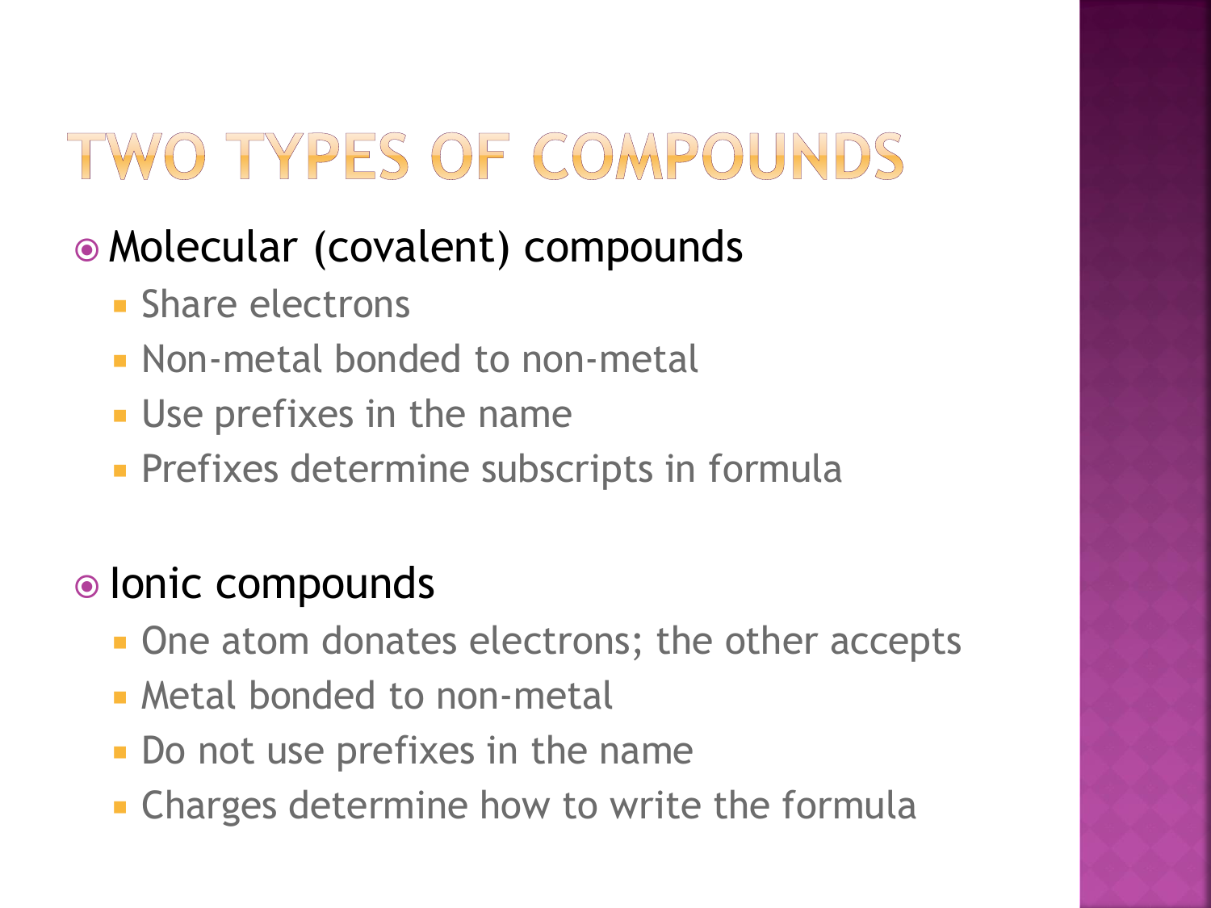# TWO TYPES OF COMPOUNDS

- Molecular (covalent) compounds
  - Share electrons
  - Non-metal bonded to non-metal
  - Use prefixes in the name
  - Prefixes determine subscripts in formula

- Ionic compounds
  - One atom donates electrons; the other accepts
  - Metal bonded to non-metal
  - Do not use prefixes in the name
  - Charges determine how to write the formula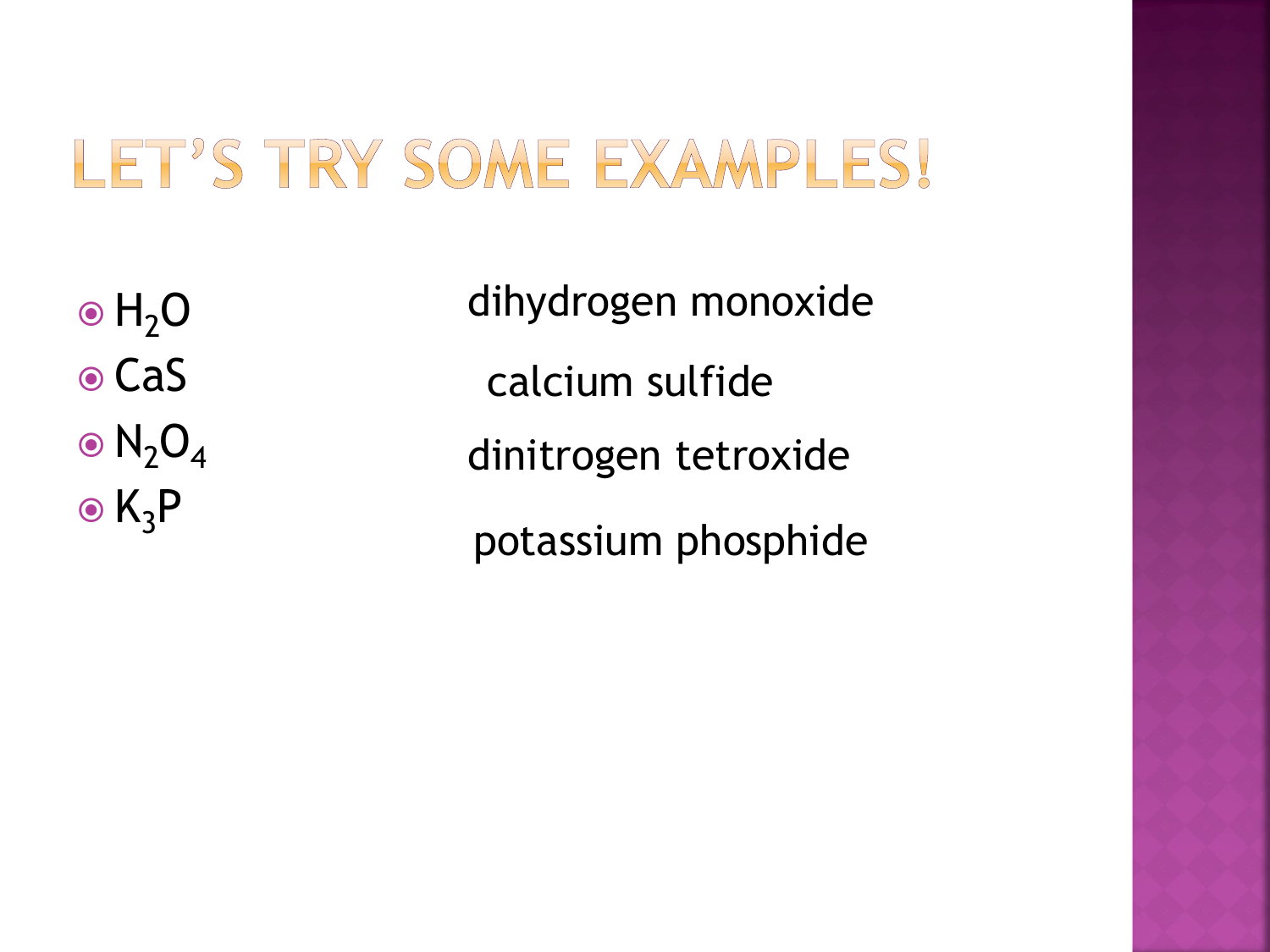# LET'S TRY SOME EXAMPLES!

- $H_2O$ — dihydrogen monoxide
- $CaS$ — calcium sulfide
- $N_2O_4$ — dinitrogen tetroxide
- $K_3P$ — potassium phosphide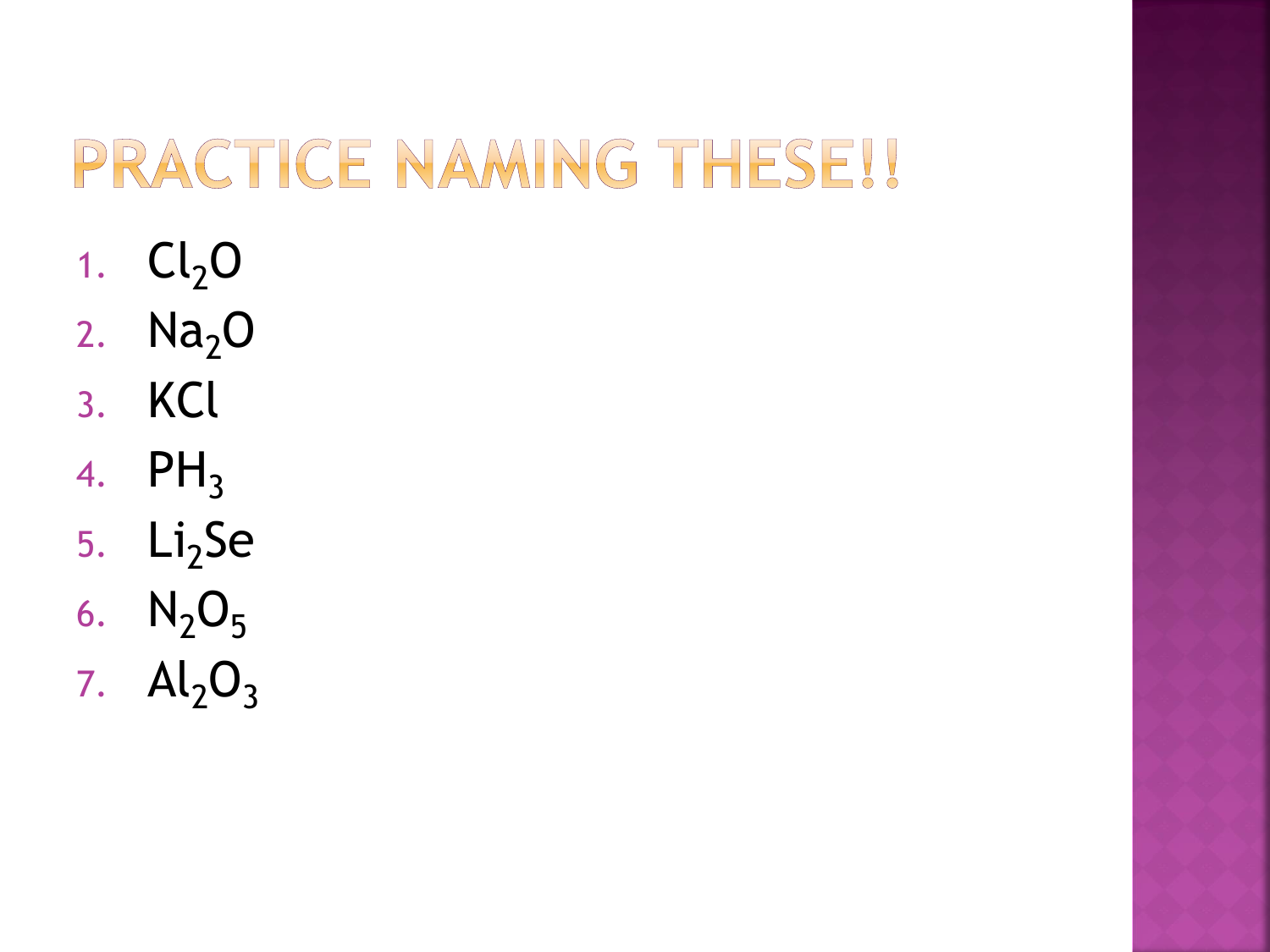# PRACTICE NAMING THESE!!

1. $Cl_2O$
2. $Na_2O$
3. $KCl$
4. $PH_3$
5. $Li_2Se$
6. $N_2O_5$
7. $Al_2O_3$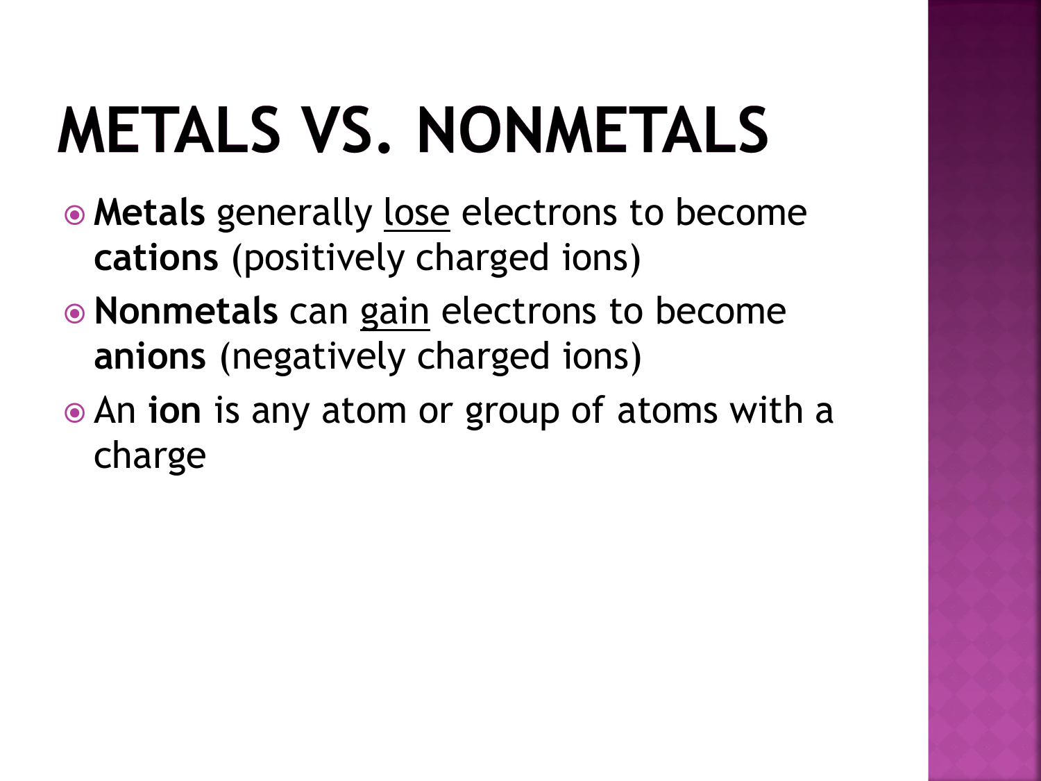# METALS VS. NONMETALS

- **Metals** generally <u>lose</u> electrons to become **cations** (positively charged ions)
- **Nonmetals** can <u>gain</u> electrons to become **anions** (negatively charged ions)
- An **ion** is any atom or group of atoms with a charge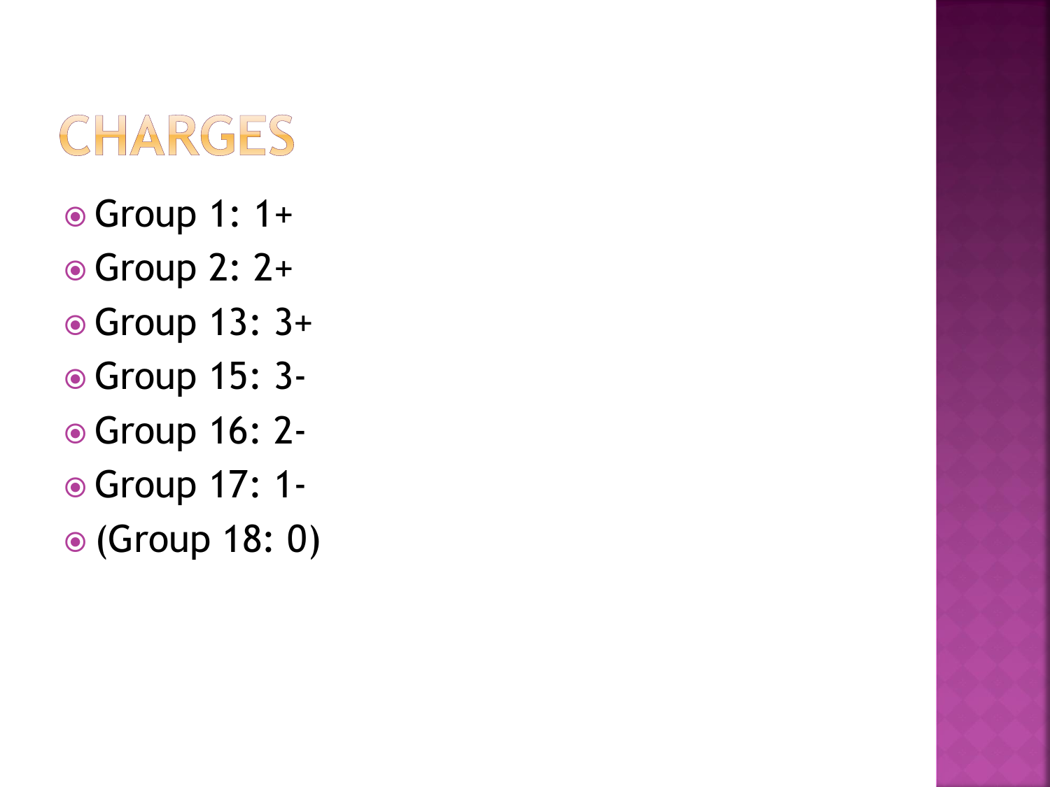# CHARGES

- Group 1: 1+
- Group 2: 2+
- Group 13: 3+
- Group 15: 3-
- Group 16: 2-
- Group 17: 1-
- (Group 18: 0)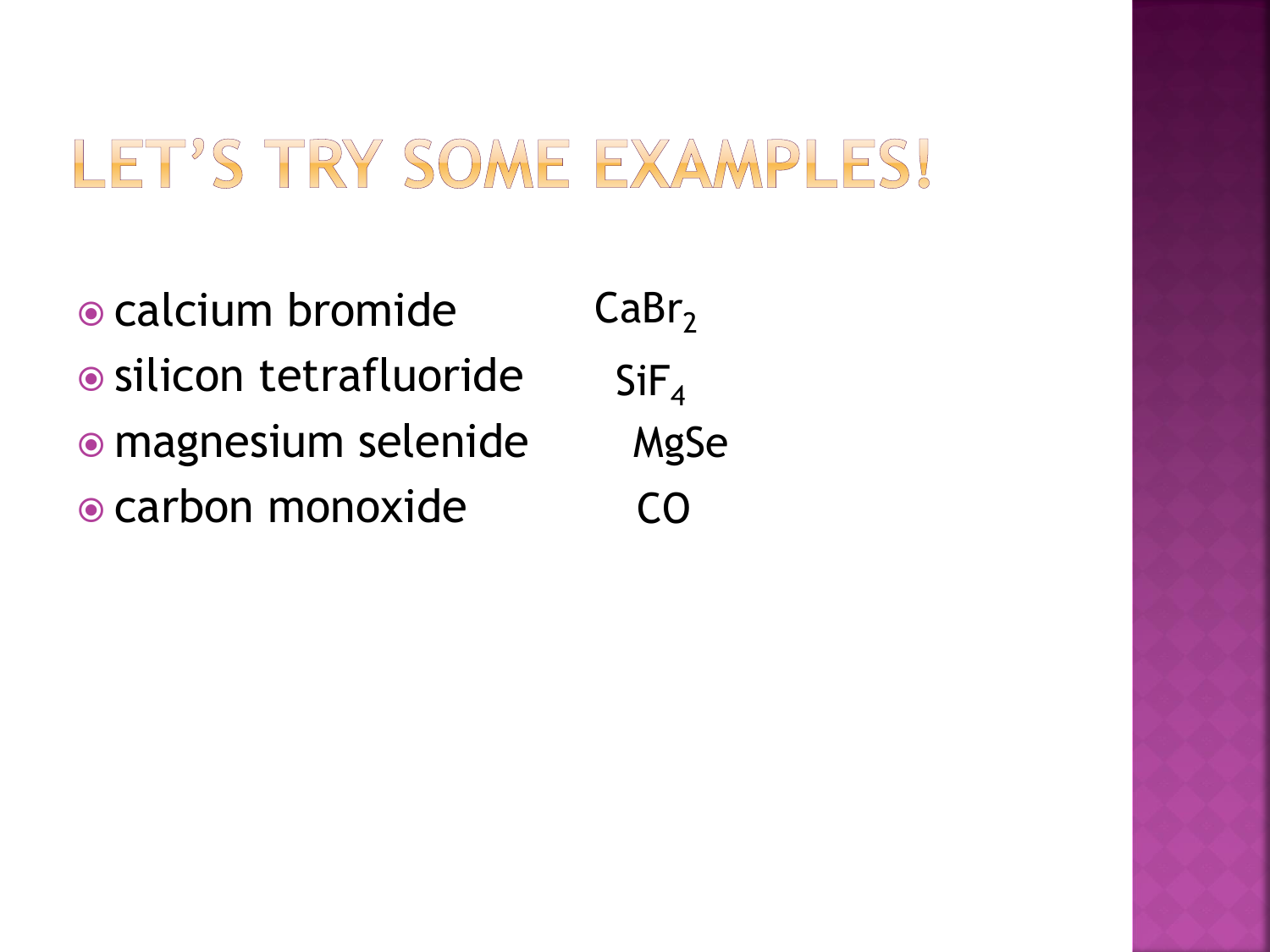# LET'S TRY SOME EXAMPLES!

- calcium bromide $CaBr_2$
- silicon tetrafluoride $SiF_4$
- magnesium selenide MgSe
- carbon monoxide CO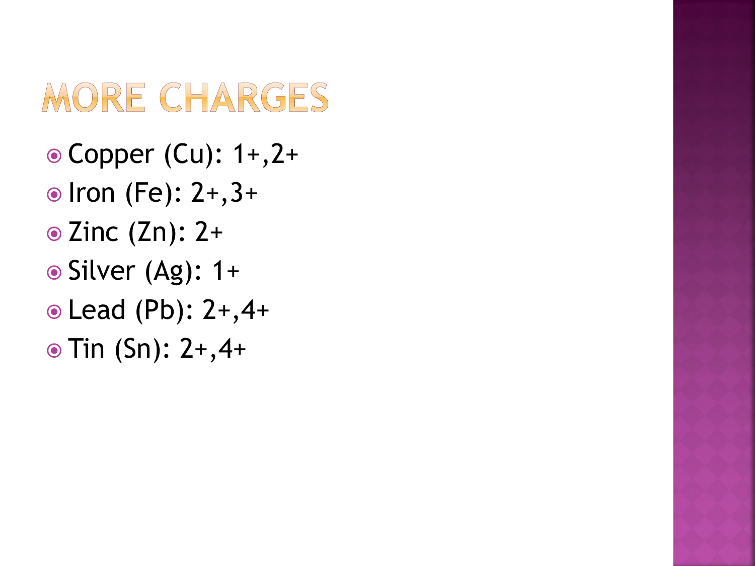# MORE CHARGES

- Copper (Cu): 1+,2+
- Iron (Fe): 2+,3+
- Zinc (Zn): 2+
- Silver (Ag): 1+
- Lead (Pb): 2+,4+
- Tin (Sn): 2+,4+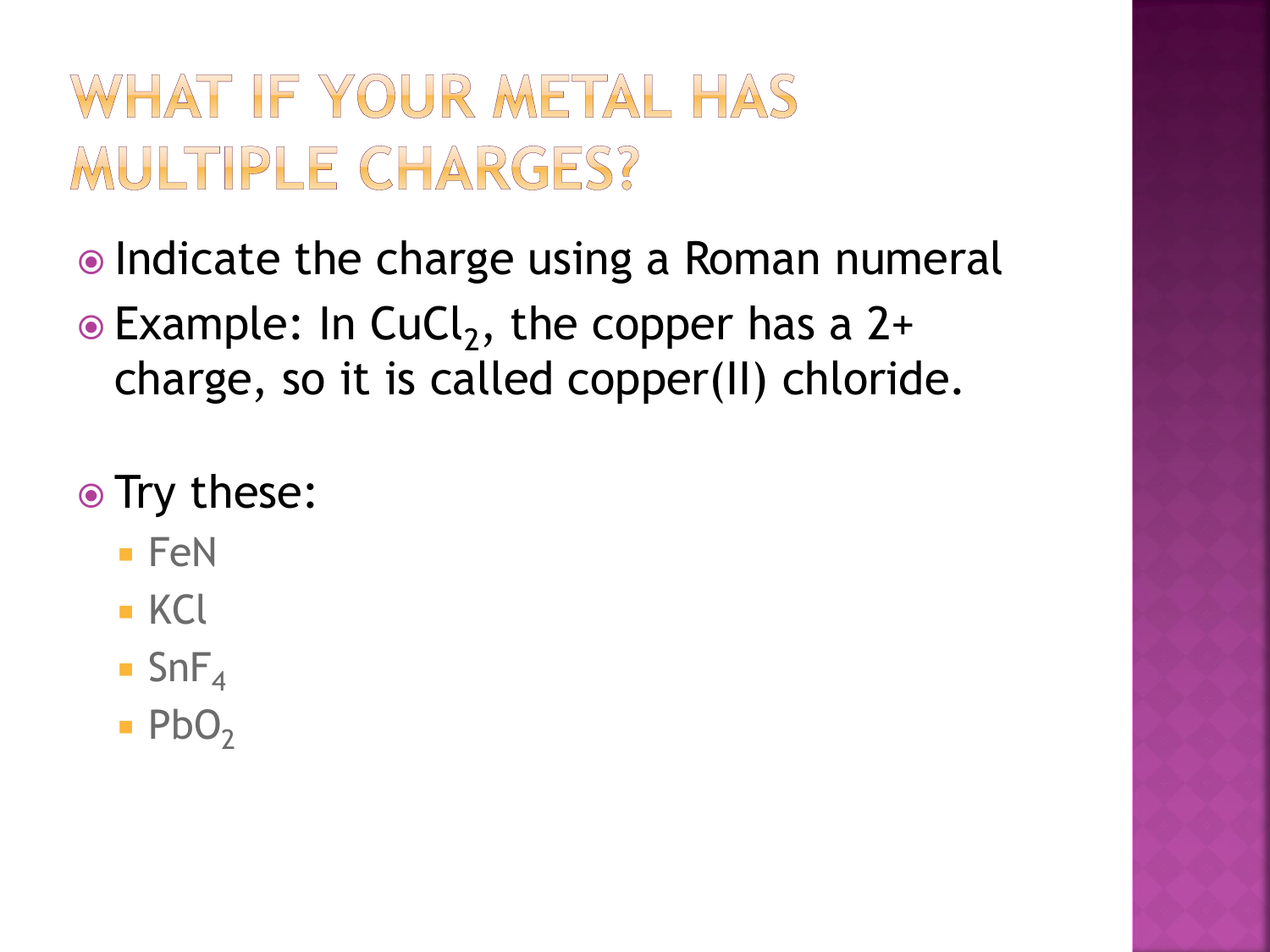# WHAT IF YOUR METAL HAS MULTIPLE CHARGES?

- Indicate the charge using a Roman numeral
- Example: In $CuCl_2$, the copper has a 2+ charge, so it is called copper(II) chloride.

- Try these:
  - FeN
  - KCl
  - $SnF_4$
  - $PbO_2$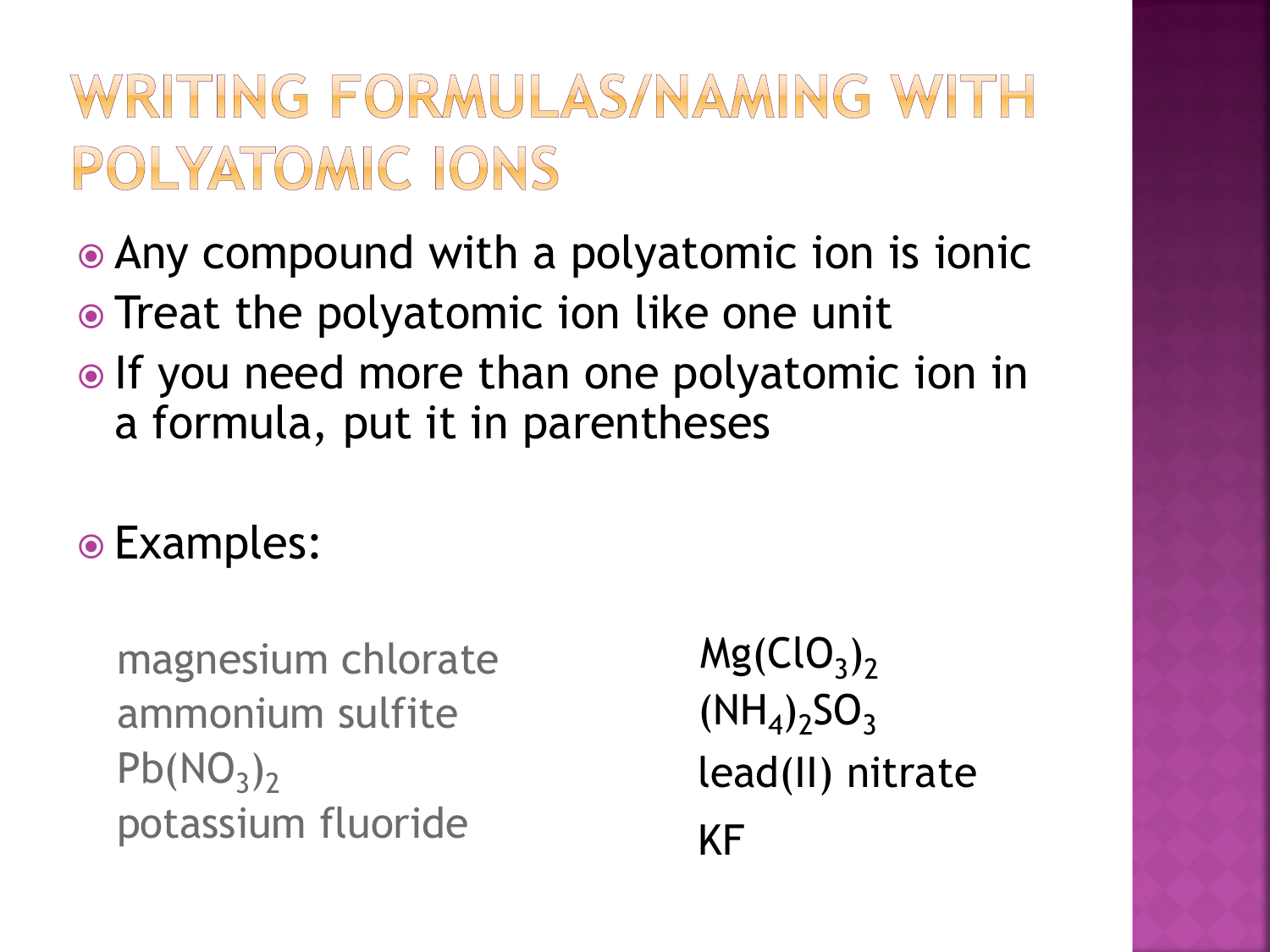# WRITING FORMULAS/NAMING WITH POLYATOMIC IONS

- Any compound with a polyatomic ion is ionic
- Treat the polyatomic ion like one unit
- If you need more than one polyatomic ion in a formula, put it in parentheses

- Examples:

| | |
|---|---|
| magnesium chlorate | $Mg(ClO_3)_2$ |
| ammonium sulfite | $(NH_4)_2SO_3$ |
| $Pb(NO_3)_2$ | lead(II) nitrate |
| potassium fluoride | KF |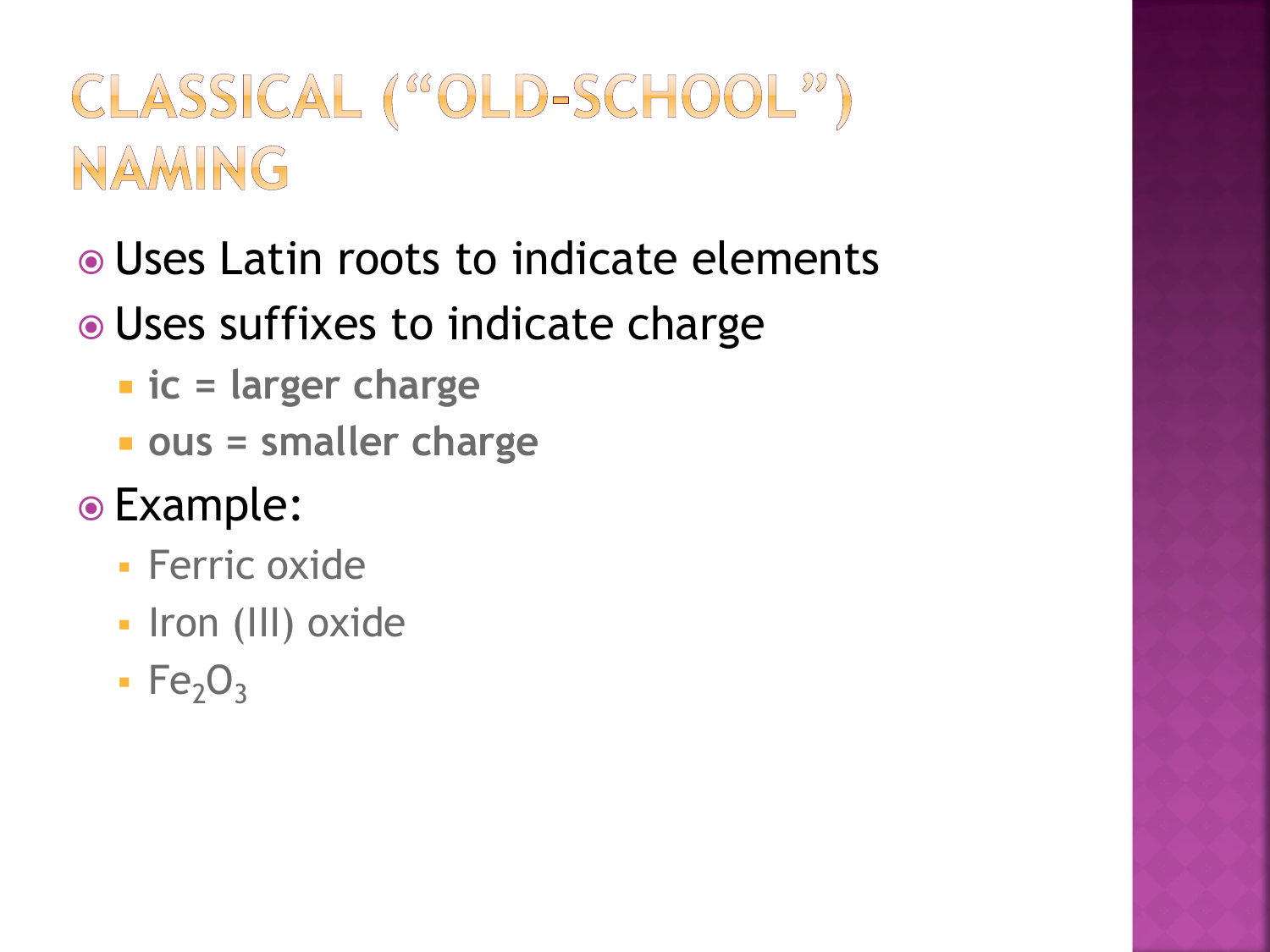# CLASSICAL ("OLD-SCHOOL") NAMING

- Uses Latin roots to indicate elements
- Uses suffixes to indicate charge
  - **ic = larger charge**
  - **ous = smaller charge**
- Example:
  - Ferric oxide
  - Iron (III) oxide
  - $Fe_2O_3$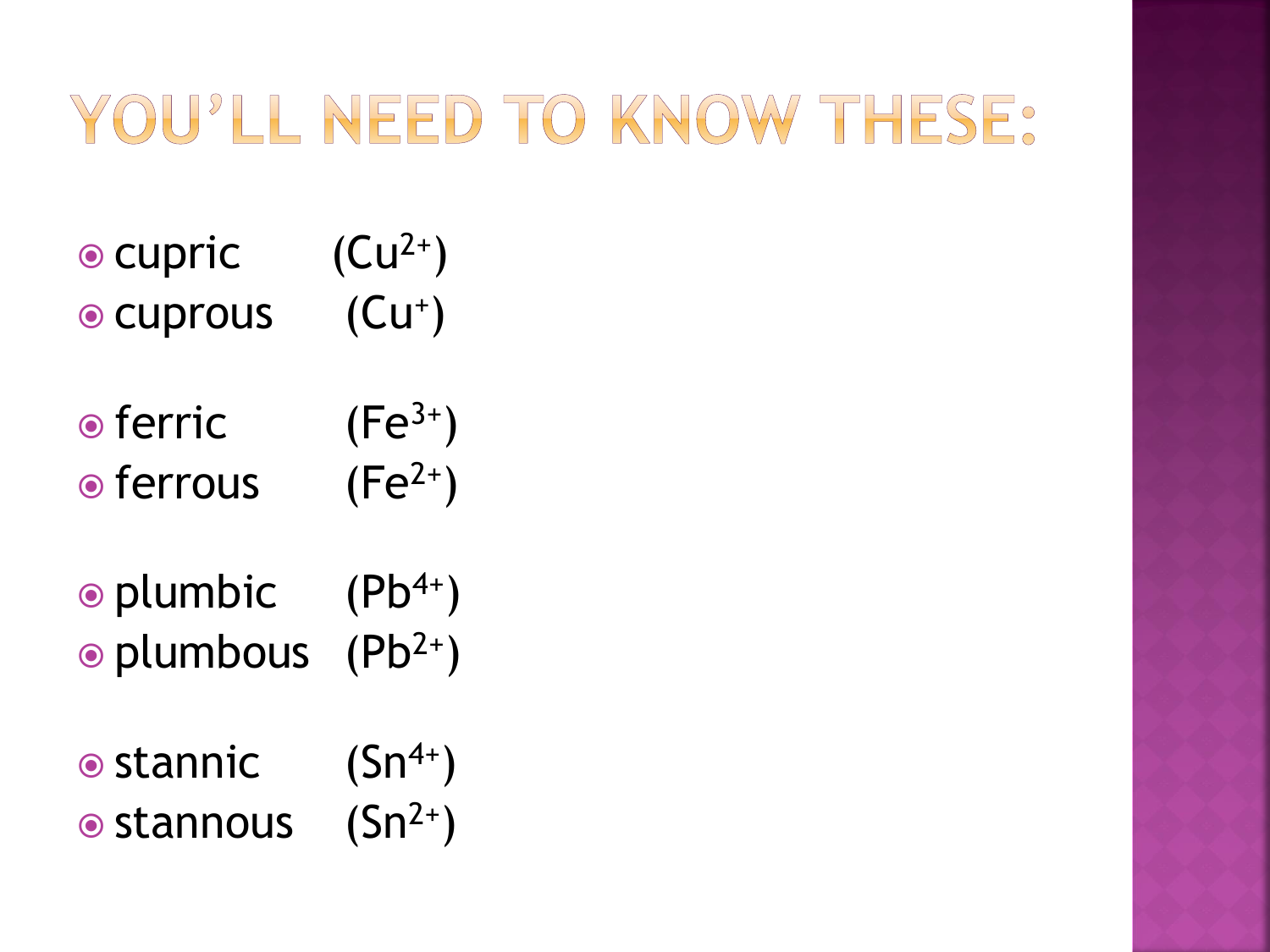# YOU'LL NEED TO KNOW THESE:

- cupric ($Cu^{2+}$)
- cuprous ($Cu^{+}$)

- ferric ($Fe^{3+}$)
- ferrous ($Fe^{2+}$)

- plumbic ($Pb^{4+}$)
- plumbous ($Pb^{2+}$)

- stannic ($Sn^{4+}$)
- stannous ($Sn^{2+}$)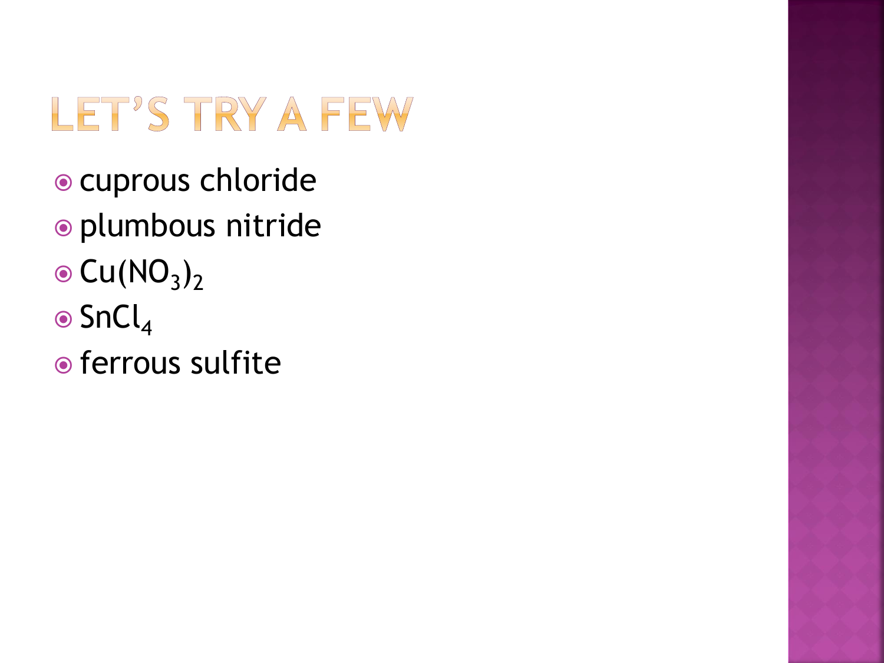# LET'S TRY A FEW

- cuprous chloride
- plumbous nitride
- $Cu(NO_3)_2$
- $SnCl_4$
- ferrous sulfite